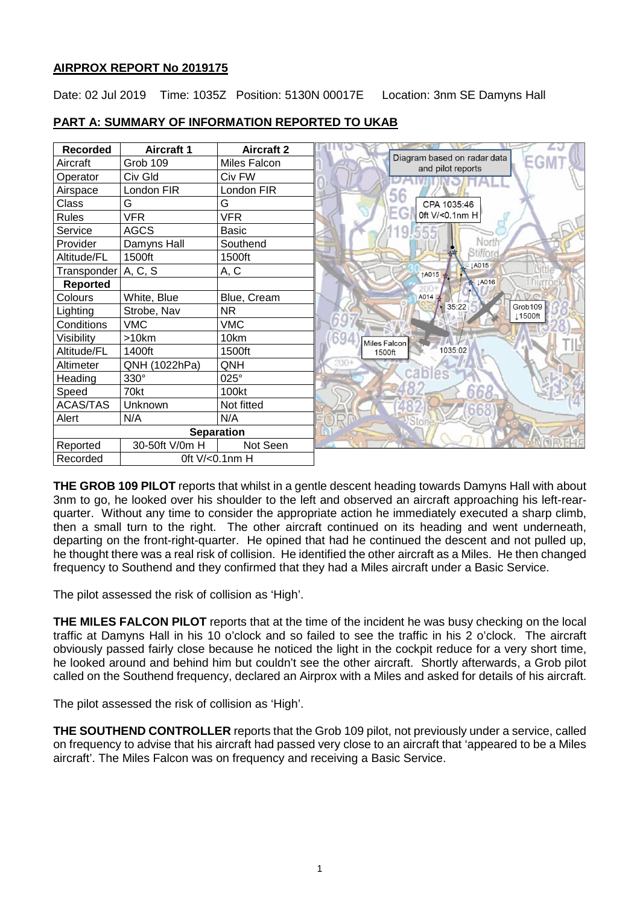## AIRPROX REPORT No 2019175

Date: 02 Jul 2019 Time: 1035Z Position: 5130N 00017E Location: 3nm SE Damyns Hall

## PART A: SUMMARY OF INFORMATION REPORTED TO UKAB

| Recorded | Aircraft 1 | Aircraft 2 |
|---|---|---|
| Aircraft | Grob 109 | Miles Falcon |
| Operator | Civ Gld | Civ FW |
| Airspace | London FIR | London FIR |
| Class | G | G |
| Rules | VFR | VFR |
| Service | AGCS | Basic |
| Provider | Damyns Hall | Southend |
| Altitude/FL | 1500ft | 1500ft |
| Transponder | A, C, S | A, C |
| **Reported** | | |
| Colours | White, Blue | Blue, Cream |
| Lighting | Strobe, Nav | NR |
| Conditions | VMC | VMC |
| Visibility | >10km | 10km |
| Altitude/FL | 1400ft | 1500ft |
| Altimeter | QNH (1022hPa) | QNH |
| Heading | 330° | 025° |
| Speed | 70kt | 100kt |
| ACAS/TAS | Unknown | Not fitted |
| Alert | N/A | N/A |
| **Separation** | | |
| Reported | 30-50ft V/0m H | Not Seen |
| Recorded | 0ft V/<0.1nm H | |

Diagram based on radar data and pilot reports

**THE GROB 109 PILOT** reports that whilst in a gentle descent heading towards Damyns Hall with about 3nm to go, he looked over his shoulder to the left and observed an aircraft approaching his left-rear-quarter. Without any time to consider the appropriate action he immediately executed a sharp climb, then a small turn to the right. The other aircraft continued on its heading and went underneath, departing on the front-right-quarter. He opined that had he continued the descent and not pulled up, he thought there was a real risk of collision. He identified the other aircraft as a Miles. He then changed frequency to Southend and they confirmed that they had a Miles aircraft under a Basic Service.

The pilot assessed the risk of collision as 'High'.

**THE MILES FALCON PILOT** reports that at the time of the incident he was busy checking on the local traffic at Damyns Hall in his 10 o'clock and so failed to see the traffic in his 2 o'clock. The aircraft obviously passed fairly close because he noticed the light in the cockpit reduce for a very short time, he looked around and behind him but couldn't see the other aircraft. Shortly afterwards, a Grob pilot called on the Southend frequency, declared an Airprox with a Miles and asked for details of his aircraft.

The pilot assessed the risk of collision as 'High'.

**THE SOUTHEND CONTROLLER** reports that the Grob 109 pilot, not previously under a service, called on frequency to advise that his aircraft had passed very close to an aircraft that 'appeared to be a Miles aircraft'. The Miles Falcon was on frequency and receiving a Basic Service.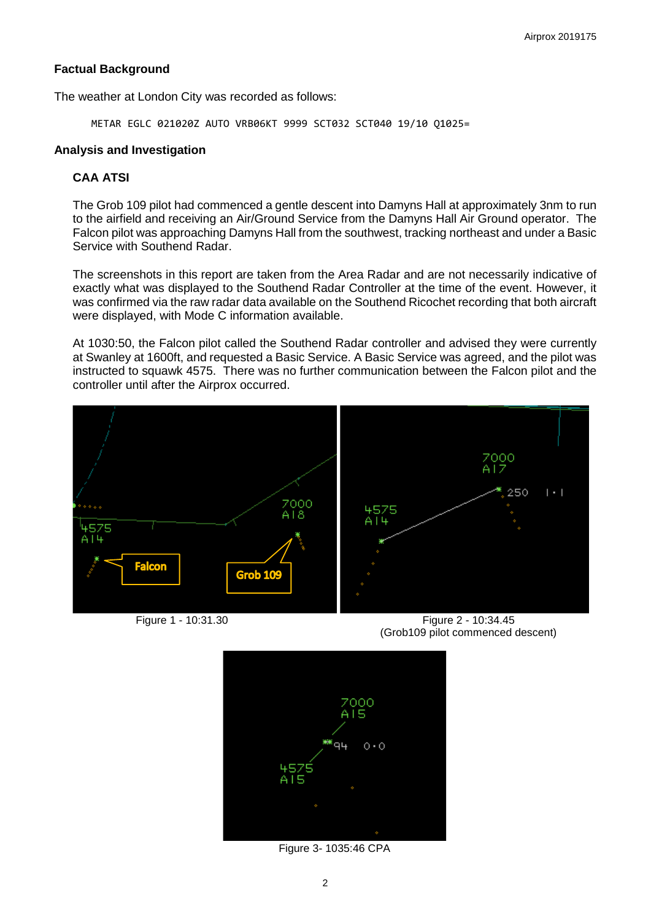## Factual Background

The weather at London City was recorded as follows:

```
METAR EGLC 021020Z AUTO VRB06KT 9999 SCT032 SCT040 19/10 Q1025=
```

## Analysis and Investigation

### CAA ATSI

The Grob 109 pilot had commenced a gentle descent into Damyns Hall at approximately 3nm to run to the airfield and receiving an Air/Ground Service from the Damyns Hall Air Ground operator. The Falcon pilot was approaching Damyns Hall from the southwest, tracking northeast and under a Basic Service with Southend Radar.

The screenshots in this report are taken from the Area Radar and are not necessarily indicative of exactly what was displayed to the Southend Radar Controller at the time of the event. However, it was confirmed via the raw radar data available on the Southend Ricochet recording that both aircraft were displayed, with Mode C information available.

At 1030:50, the Falcon pilot called the Southend Radar controller and advised they were currently at Swanley at 1600ft, and requested a Basic Service. A Basic Service was agreed, and the pilot was instructed to squawk 4575. There was no further communication between the Falcon pilot and the controller until after the Airprox occurred.

Figure 1 - 10:31.30

Figure 2 - 10:34.45 (Grob109 pilot commenced descent)

Figure 3- 1035:46 CPA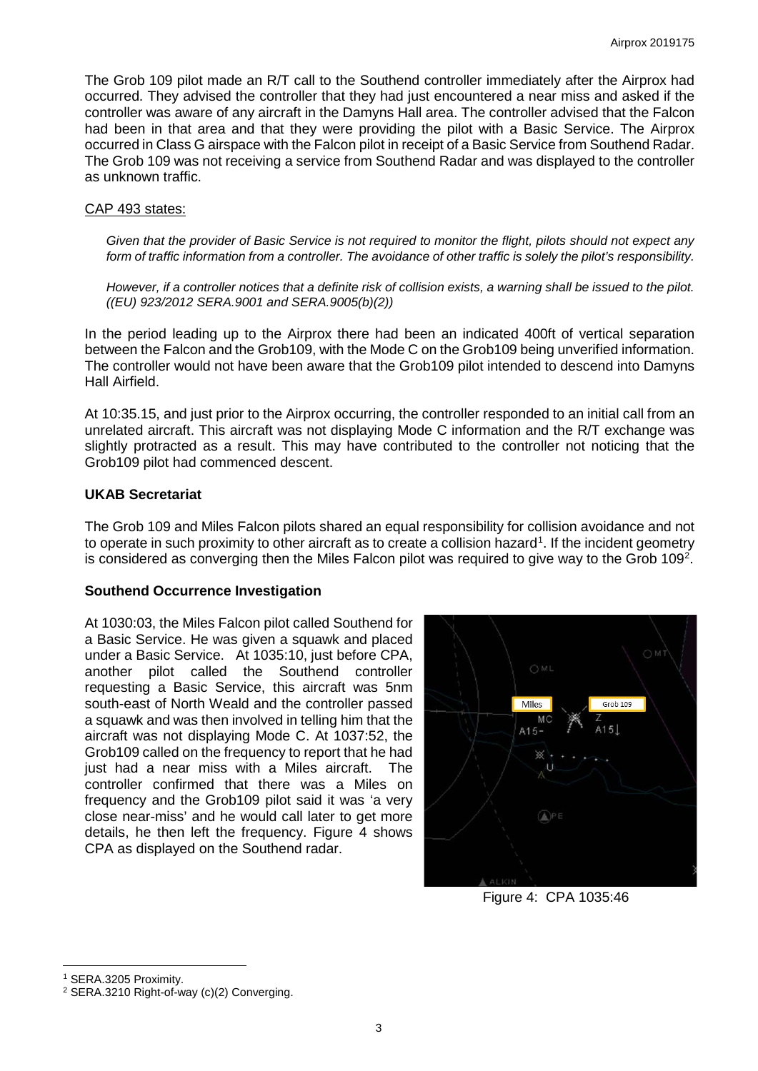The Grob 109 pilot made an R/T call to the Southend controller immediately after the Airprox had occurred. They advised the controller that they had just encountered a near miss and asked if the controller was aware of any aircraft in the Damyns Hall area. The controller advised that the Falcon had been in that area and that they were providing the pilot with a Basic Service. The Airprox occurred in Class G airspace with the Falcon pilot in receipt of a Basic Service from Southend Radar. The Grob 109 was not receiving a service from Southend Radar and was displayed to the controller as unknown traffic.

CAP 493 states:

*Given that the provider of Basic Service is not required to monitor the flight, pilots should not expect any form of traffic information from a controller. The avoidance of other traffic is solely the pilot's responsibility.*

*However, if a controller notices that a definite risk of collision exists, a warning shall be issued to the pilot. ((EU) 923/2012 SERA.9001 and SERA.9005(b)(2))*

In the period leading up to the Airprox there had been an indicated 400ft of vertical separation between the Falcon and the Grob109, with the Mode C on the Grob109 being unverified information. The controller would not have been aware that the Grob109 pilot intended to descend into Damyns Hall Airfield.

At 10:35.15, and just prior to the Airprox occurring, the controller responded to an initial call from an unrelated aircraft. This aircraft was not displaying Mode C information and the R/T exchange was slightly protracted as a result. This may have contributed to the controller not noticing that the Grob109 pilot had commenced descent.

### UKAB Secretariat

The Grob 109 and Miles Falcon pilots shared an equal responsibility for collision avoidance and not to operate in such proximity to other aircraft as to create a collision hazard[1]. If the incident geometry is considered as converging then the Miles Falcon pilot was required to give way to the Grob 109[2].

### Southend Occurrence Investigation

At 1030:03, the Miles Falcon pilot called Southend for a Basic Service. He was given a squawk and placed under a Basic Service. At 1035:10, just before CPA, another pilot called the Southend controller requesting a Basic Service, this aircraft was 5nm south-east of North Weald and the controller passed a squawk and was then involved in telling him that the aircraft was not displaying Mode C. At 1037:52, the Grob109 called on the frequency to report that he had just had a near miss with a Miles aircraft. The controller confirmed that there was a Miles on frequency and the Grob109 pilot said it was 'a very close near-miss' and he would call later to get more details, he then left the frequency. Figure 4 shows CPA as displayed on the Southend radar.

Figure 4: CPA 1035:46

[1] SERA.3205 Proximity.

[2] SERA.3210 Right-of-way (c)(2) Converging.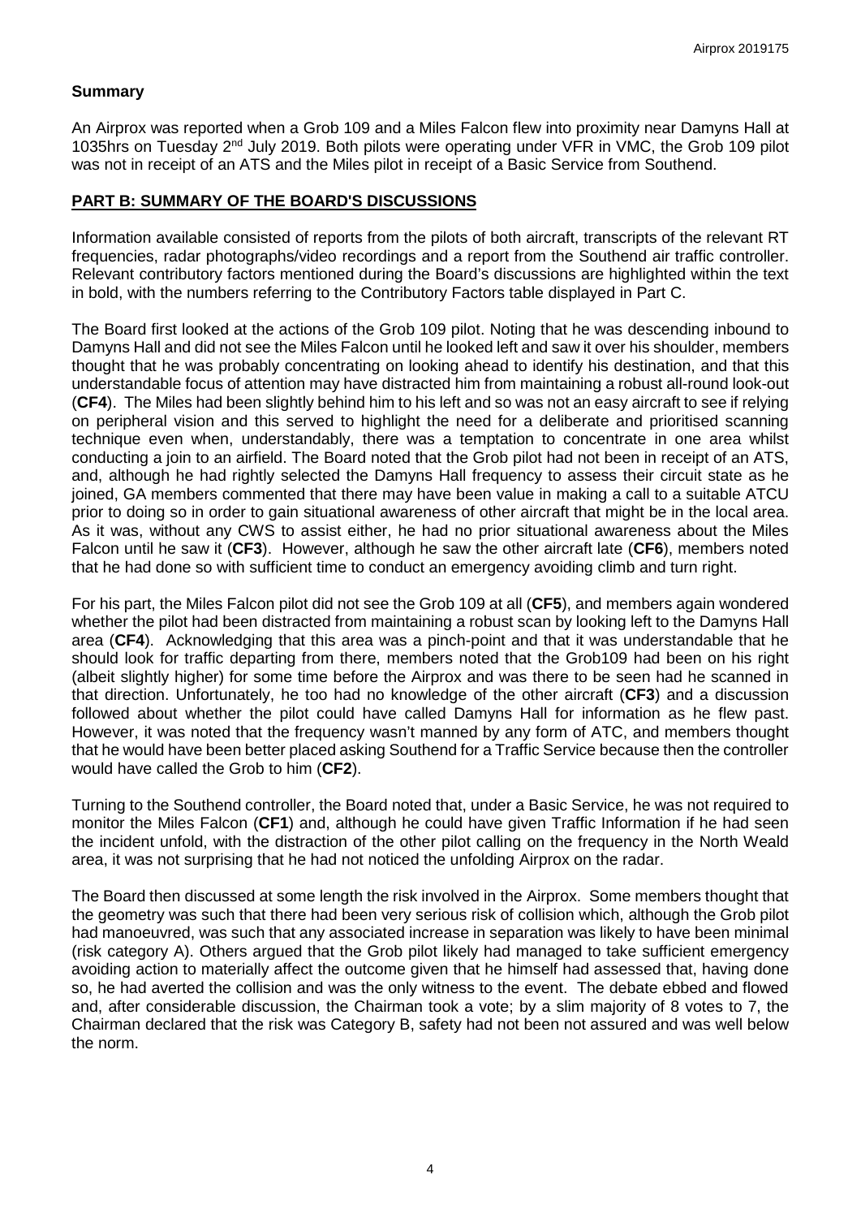## Summary

An Airprox was reported when a Grob 109 and a Miles Falcon flew into proximity near Damyns Hall at 1035hrs on Tuesday 2nd July 2019. Both pilots were operating under VFR in VMC, the Grob 109 pilot was not in receipt of an ATS and the Miles pilot in receipt of a Basic Service from Southend.

## PART B: SUMMARY OF THE BOARD'S DISCUSSIONS

Information available consisted of reports from the pilots of both aircraft, transcripts of the relevant RT frequencies, radar photographs/video recordings and a report from the Southend air traffic controller. Relevant contributory factors mentioned during the Board's discussions are highlighted within the text in bold, with the numbers referring to the Contributory Factors table displayed in Part C.

The Board first looked at the actions of the Grob 109 pilot. Noting that he was descending inbound to Damyns Hall and did not see the Miles Falcon until he looked left and saw it over his shoulder, members thought that he was probably concentrating on looking ahead to identify his destination, and that this understandable focus of attention may have distracted him from maintaining a robust all-round look-out (**CF4**). The Miles had been slightly behind him to his left and so was not an easy aircraft to see if relying on peripheral vision and this served to highlight the need for a deliberate and prioritised scanning technique even when, understandably, there was a temptation to concentrate in one area whilst conducting a join to an airfield. The Board noted that the Grob pilot had not been in receipt of an ATS, and, although he had rightly selected the Damyns Hall frequency to assess their circuit state as he joined, GA members commented that there may have been value in making a call to a suitable ATCU prior to doing so in order to gain situational awareness of other aircraft that might be in the local area. As it was, without any CWS to assist either, he had no prior situational awareness about the Miles Falcon until he saw it (**CF3**). However, although he saw the other aircraft late (**CF6**), members noted that he had done so with sufficient time to conduct an emergency avoiding climb and turn right.

For his part, the Miles Falcon pilot did not see the Grob 109 at all (**CF5**), and members again wondered whether the pilot had been distracted from maintaining a robust scan by looking left to the Damyns Hall area (**CF4**). Acknowledging that this area was a pinch-point and that it was understandable that he should look for traffic departing from there, members noted that the Grob109 had been on his right (albeit slightly higher) for some time before the Airprox and was there to be seen had he scanned in that direction. Unfortunately, he too had no knowledge of the other aircraft (**CF3**) and a discussion followed about whether the pilot could have called Damyns Hall for information as he flew past. However, it was noted that the frequency wasn't manned by any form of ATC, and members thought that he would have been better placed asking Southend for a Traffic Service because then the controller would have called the Grob to him (**CF2**).

Turning to the Southend controller, the Board noted that, under a Basic Service, he was not required to monitor the Miles Falcon (**CF1**) and, although he could have given Traffic Information if he had seen the incident unfold, with the distraction of the other pilot calling on the frequency in the North Weald area, it was not surprising that he had not noticed the unfolding Airprox on the radar.

The Board then discussed at some length the risk involved in the Airprox. Some members thought that the geometry was such that there had been very serious risk of collision which, although the Grob pilot had manoeuvred, was such that any associated increase in separation was likely to have been minimal (risk category A). Others argued that the Grob pilot likely had managed to take sufficient emergency avoiding action to materially affect the outcome given that he himself had assessed that, having done so, he had averted the collision and was the only witness to the event. The debate ebbed and flowed and, after considerable discussion, the Chairman took a vote; by a slim majority of 8 votes to 7, the Chairman declared that the risk was Category B, safety had not been not assured and was well below the norm.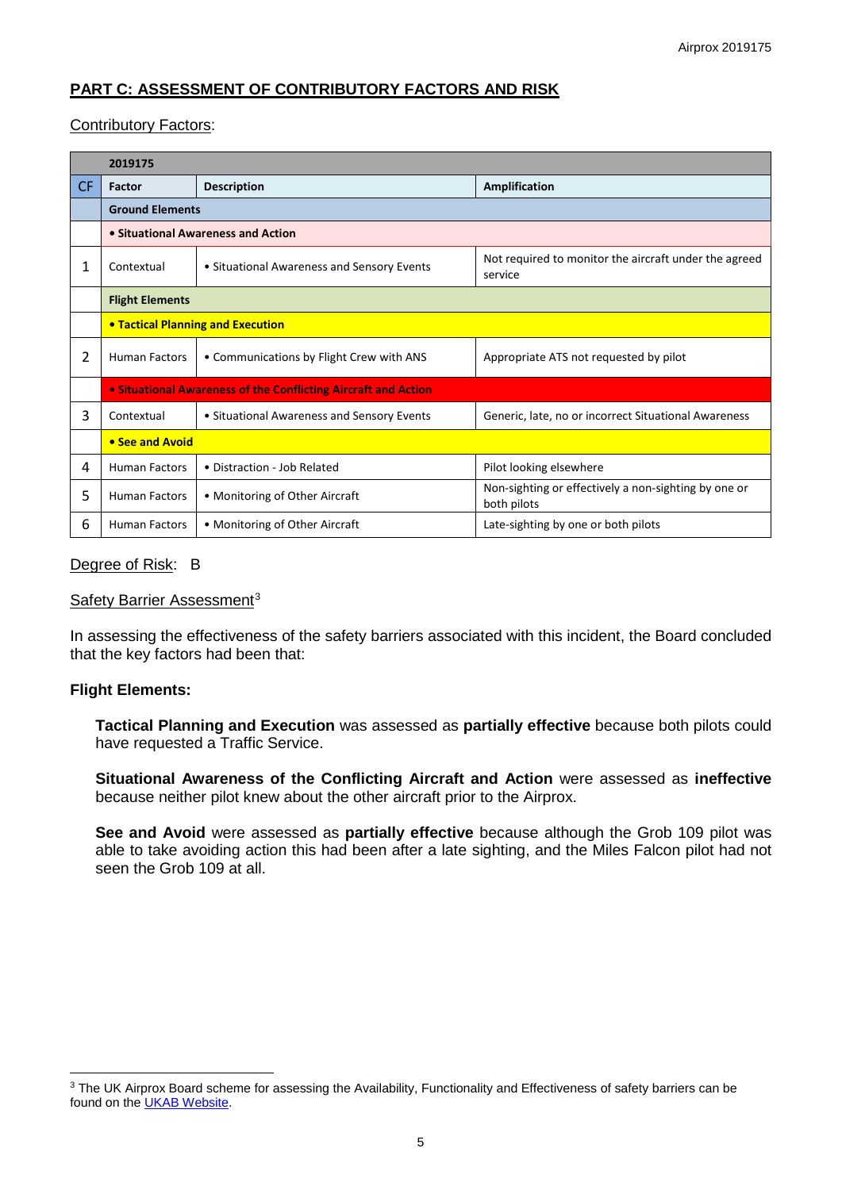## PART C: ASSESSMENT OF CONTRIBUTORY FACTORS AND RISK

Contributory Factors:

| | 2019175 | | |
|---|---|---|---|
| CF | Factor | Description | Amplification |
| | **Ground Elements** | | |
| | **• Situational Awareness and Action** | | |
| 1 | Contextual | • Situational Awareness and Sensory Events | Not required to monitor the aircraft under the agreed service |
| | **Flight Elements** | | |
| | **• Tactical Planning and Execution** | | |
| 2 | Human Factors | • Communications by Flight Crew with ANS | Appropriate ATS not requested by pilot |
| | **• Situational Awareness of the Conflicting Aircraft and Action** | | |
| 3 | Contextual | • Situational Awareness and Sensory Events | Generic, late, no or incorrect Situational Awareness |
| | **• See and Avoid** | | |
| 4 | Human Factors | • Distraction - Job Related | Pilot looking elsewhere |
| 5 | Human Factors | • Monitoring of Other Aircraft | Non-sighting or effectively a non-sighting by one or both pilots |
| 6 | Human Factors | • Monitoring of Other Aircraft | Late-sighting by one or both pilots |

Degree of Risk: B

Safety Barrier Assessment[3]

In assessing the effectiveness of the safety barriers associated with this incident, the Board concluded that the key factors had been that:

**Flight Elements:**

**Tactical Planning and Execution** was assessed as **partially effective** because both pilots could have requested a Traffic Service.

**Situational Awareness of the Conflicting Aircraft and Action** were assessed as **ineffective** because neither pilot knew about the other aircraft prior to the Airprox.

**See and Avoid** were assessed as **partially effective** because although the Grob 109 pilot was able to take avoiding action this had been after a late sighting, and the Miles Falcon pilot had not seen the Grob 109 at all.

[3] The UK Airprox Board scheme for assessing the Availability, Functionality and Effectiveness of safety barriers can be found on the UKAB Website.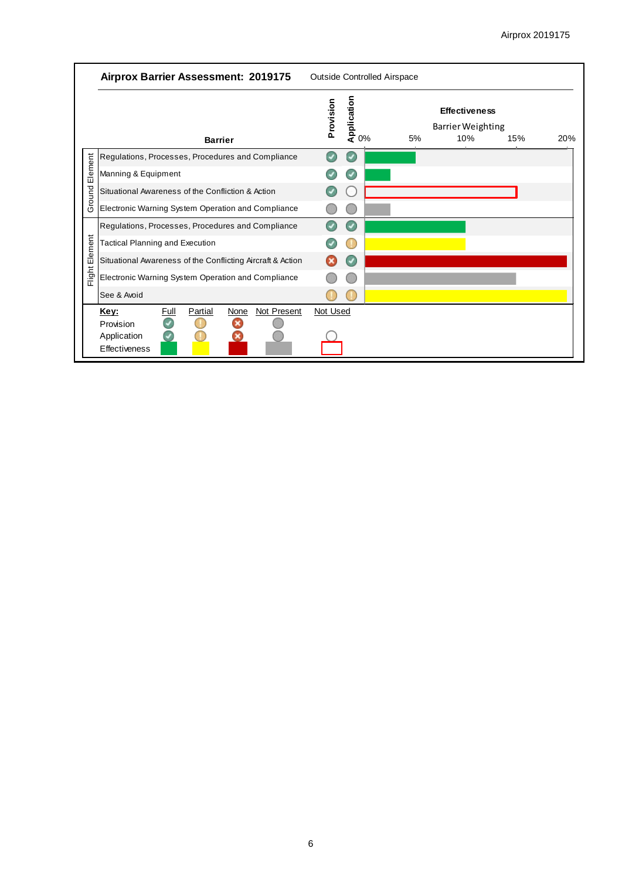**Airprox Barrier Assessment: 2019175** Outside Controlled Airspace

Barrier

Provision

Application

Effectiveness

Barrier Weighting

0% 5% 10% 15% 20%

Ground Element

Regulations, Processes, Procedures and Compliance

Manning & Equipment

Situational Awareness of the Confliction & Action

Electronic Warning System Operation and Compliance

Flight Element

Regulations, Processes, Procedures and Compliance

Tactical Planning and Execution

Situational Awareness of the Conflicting Aircraft & Action

Electronic Warning System Operation and Compliance

See & Avoid

**Key:** Full Partial None Not Present Not Used

Provision

Application

Effectiveness